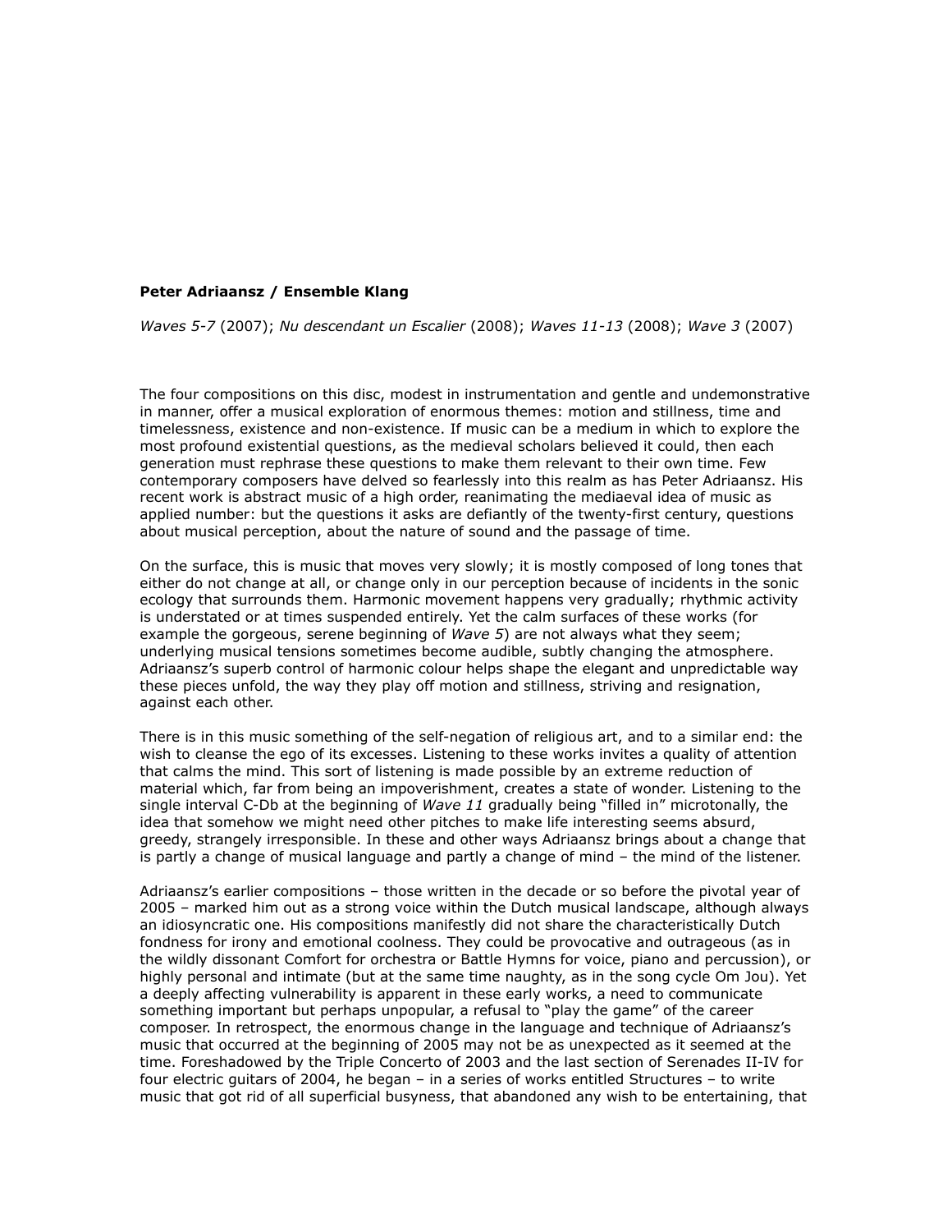**Peter Adriaansz / Ensemble Klang**

*Waves 5-7* (2007); *Nu descendant un Escalier* (2008); *Waves 11-13* (2008); *Wave 3* (2007)

The four compositions on this disc, modest in instrumentation and gentle and undemonstrative in manner, offer a musical exploration of enormous themes: motion and stillness, time and timelessness, existence and non-existence. If music can be a medium in which to explore the most profound existential questions, as the medieval scholars believed it could, then each generation must rephrase these questions to make them relevant to their own time. Few contemporary composers have delved so fearlessly into this realm as has Peter Adriaansz. His recent work is abstract music of a high order, reanimating the mediaeval idea of music as applied number: but the questions it asks are defiantly of the twenty-first century, questions about musical perception, about the nature of sound and the passage of time.

On the surface, this is music that moves very slowly; it is mostly composed of long tones that either do not change at all, or change only in our perception because of incidents in the sonic ecology that surrounds them. Harmonic movement happens very gradually; rhythmic activity is understated or at times suspended entirely. Yet the calm surfaces of these works (for example the gorgeous, serene beginning of *Wave 5*) are not always what they seem; underlying musical tensions sometimes become audible, subtly changing the atmosphere. Adriaansz's superb control of harmonic colour helps shape the elegant and unpredictable way these pieces unfold, the way they play off motion and stillness, striving and resignation, against each other.

There is in this music something of the self-negation of religious art, and to a similar end: the wish to cleanse the ego of its excesses. Listening to these works invites a quality of attention that calms the mind. This sort of listening is made possible by an extreme reduction of material which, far from being an impoverishment, creates a state of wonder. Listening to the single interval C-Db at the beginning of *Wave 11* gradually being "filled in" microtonally, the idea that somehow we might need other pitches to make life interesting seems absurd, greedy, strangely irresponsible. In these and other ways Adriaansz brings about a change that is partly a change of musical language and partly a change of mind – the mind of the listener.

Adriaansz's earlier compositions – those written in the decade or so before the pivotal year of 2005 – marked him out as a strong voice within the Dutch musical landscape, although always an idiosyncratic one. His compositions manifestly did not share the characteristically Dutch fondness for irony and emotional coolness. They could be provocative and outrageous (as in the wildly dissonant Comfort for orchestra or Battle Hymns for voice, piano and percussion), or highly personal and intimate (but at the same time naughty, as in the song cycle Om Jou). Yet a deeply affecting vulnerability is apparent in these early works, a need to communicate something important but perhaps unpopular, a refusal to "play the game" of the career composer. In retrospect, the enormous change in the language and technique of Adriaansz's music that occurred at the beginning of 2005 may not be as unexpected as it seemed at the time. Foreshadowed by the Triple Concerto of 2003 and the last section of Serenades II-IV for four electric guitars of 2004, he began – in a series of works entitled Structures – to write music that got rid of all superficial busyness, that abandoned any wish to be entertaining, that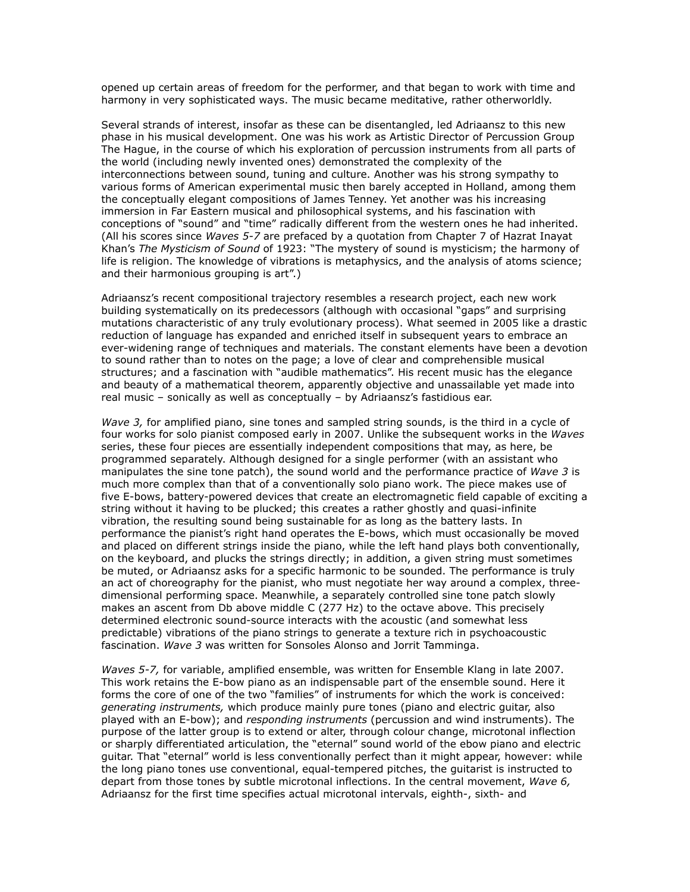opened up certain areas of freedom for the performer, and that began to work with time and harmony in very sophisticated ways. The music became meditative, rather otherworldly.

Several strands of interest, insofar as these can be disentangled, led Adriaansz to this new phase in his musical development. One was his work as Artistic Director of Percussion Group The Hague, in the course of which his exploration of percussion instruments from all parts of the world (including newly invented ones) demonstrated the complexity of the interconnections between sound, tuning and culture. Another was his strong sympathy to various forms of American experimental music then barely accepted in Holland, among them the conceptually elegant compositions of James Tenney. Yet another was his increasing immersion in Far Eastern musical and philosophical systems, and his fascination with conceptions of "sound" and "time" radically different from the western ones he had inherited. (All his scores since *Waves 5-7* are prefaced by a quotation from Chapter 7 of Hazrat Inayat Khan's *The Mysticism of Sound* of 1923: "The mystery of sound is mysticism; the harmony of life is religion. The knowledge of vibrations is metaphysics, and the analysis of atoms science; and their harmonious grouping is art".)

Adriaansz's recent compositional trajectory resembles a research project, each new work building systematically on its predecessors (although with occasional "gaps" and surprising mutations characteristic of any truly evolutionary process). What seemed in 2005 like a drastic reduction of language has expanded and enriched itself in subsequent years to embrace an ever-widening range of techniques and materials. The constant elements have been a devotion to sound rather than to notes on the page; a love of clear and comprehensible musical structures; and a fascination with "audible mathematics". His recent music has the elegance and beauty of a mathematical theorem, apparently objective and unassailable yet made into real music – sonically as well as conceptually – by Adriaansz's fastidious ear.

*Wave 3,* for amplified piano, sine tones and sampled string sounds, is the third in a cycle of four works for solo pianist composed early in 2007. Unlike the subsequent works in the *Waves* series, these four pieces are essentially independent compositions that may, as here, be programmed separately. Although designed for a single performer (with an assistant who manipulates the sine tone patch), the sound world and the performance practice of *Wave 3* is much more complex than that of a conventionally solo piano work. The piece makes use of five E-bows, battery-powered devices that create an electromagnetic field capable of exciting a string without it having to be plucked; this creates a rather ghostly and quasi-infinite vibration, the resulting sound being sustainable for as long as the battery lasts. In performance the pianist's right hand operates the E-bows, which must occasionally be moved and placed on different strings inside the piano, while the left hand plays both conventionally, on the keyboard, and plucks the strings directly; in addition, a given string must sometimes be muted, or Adriaansz asks for a specific harmonic to be sounded. The performance is truly an act of choreography for the pianist, who must negotiate her way around a complex, three-dimensional performing space. Meanwhile, a separately controlled sine tone patch slowly makes an ascent from Db above middle C (277 Hz) to the octave above. This precisely determined electronic sound-source interacts with the acoustic (and somewhat less predictable) vibrations of the piano strings to generate a texture rich in psychoacoustic fascination. *Wave 3* was written for Sonsoles Alonso and Jorrit Tamminga.

*Waves 5-7,* for variable, amplified ensemble, was written for Ensemble Klang in late 2007. This work retains the E-bow piano as an indispensable part of the ensemble sound. Here it forms the core of one of the two "families" of instruments for which the work is conceived: *generating instruments,* which produce mainly pure tones (piano and electric guitar, also played with an E-bow); and *responding instruments* (percussion and wind instruments). The purpose of the latter group is to extend or alter, through colour change, microtonal inflection or sharply differentiated articulation, the "eternal" sound world of the ebow piano and electric guitar. That "eternal" world is less conventionally perfect than it might appear, however: while the long piano tones use conventional, equal-tempered pitches, the guitarist is instructed to depart from those tones by subtle microtonal inflections. In the central movement, *Wave 6,* Adriaansz for the first time specifies actual microtonal intervals, eighth-, sixth- and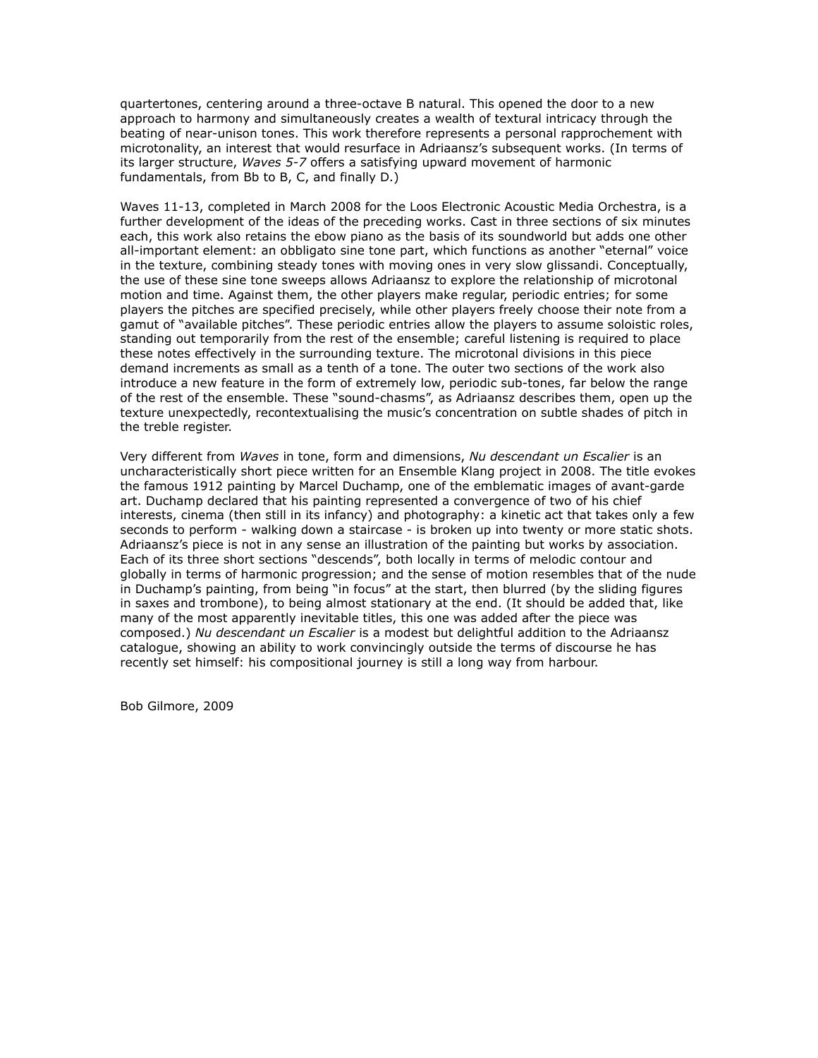quartertones, centering around a three-octave B natural. This opened the door to a new approach to harmony and simultaneously creates a wealth of textural intricacy through the beating of near-unison tones. This work therefore represents a personal rapprochement with microtonality, an interest that would resurface in Adriaansz's subsequent works. (In terms of its larger structure, *Waves 5-7* offers a satisfying upward movement of harmonic fundamentals, from Bb to B, C, and finally D.)

Waves 11-13, completed in March 2008 for the Loos Electronic Acoustic Media Orchestra, is a further development of the ideas of the preceding works. Cast in three sections of six minutes each, this work also retains the ebow piano as the basis of its soundworld but adds one other all-important element: an obbligato sine tone part, which functions as another "eternal" voice in the texture, combining steady tones with moving ones in very slow glissandi. Conceptually, the use of these sine tone sweeps allows Adriaansz to explore the relationship of microtonal motion and time. Against them, the other players make regular, periodic entries; for some players the pitches are specified precisely, while other players freely choose their note from a gamut of "available pitches". These periodic entries allow the players to assume soloistic roles, standing out temporarily from the rest of the ensemble; careful listening is required to place these notes effectively in the surrounding texture. The microtonal divisions in this piece demand increments as small as a tenth of a tone. The outer two sections of the work also introduce a new feature in the form of extremely low, periodic sub-tones, far below the range of the rest of the ensemble. These "sound-chasms", as Adriaansz describes them, open up the texture unexpectedly, recontextualising the music's concentration on subtle shades of pitch in the treble register.

Very different from *Waves* in tone, form and dimensions, *Nu descendant un Escalier* is an uncharacteristically short piece written for an Ensemble Klang project in 2008. The title evokes the famous 1912 painting by Marcel Duchamp, one of the emblematic images of avant-garde art. Duchamp declared that his painting represented a convergence of two of his chief interests, cinema (then still in its infancy) and photography: a kinetic act that takes only a few seconds to perform - walking down a staircase - is broken up into twenty or more static shots. Adriaansz's piece is not in any sense an illustration of the painting but works by association. Each of its three short sections "descends", both locally in terms of melodic contour and globally in terms of harmonic progression; and the sense of motion resembles that of the nude in Duchamp's painting, from being "in focus" at the start, then blurred (by the sliding figures in saxes and trombone), to being almost stationary at the end. (It should be added that, like many of the most apparently inevitable titles, this one was added after the piece was composed.) *Nu descendant un Escalier* is a modest but delightful addition to the Adriaansz catalogue, showing an ability to work convincingly outside the terms of discourse he has recently set himself: his compositional journey is still a long way from harbour.

Bob Gilmore, 2009